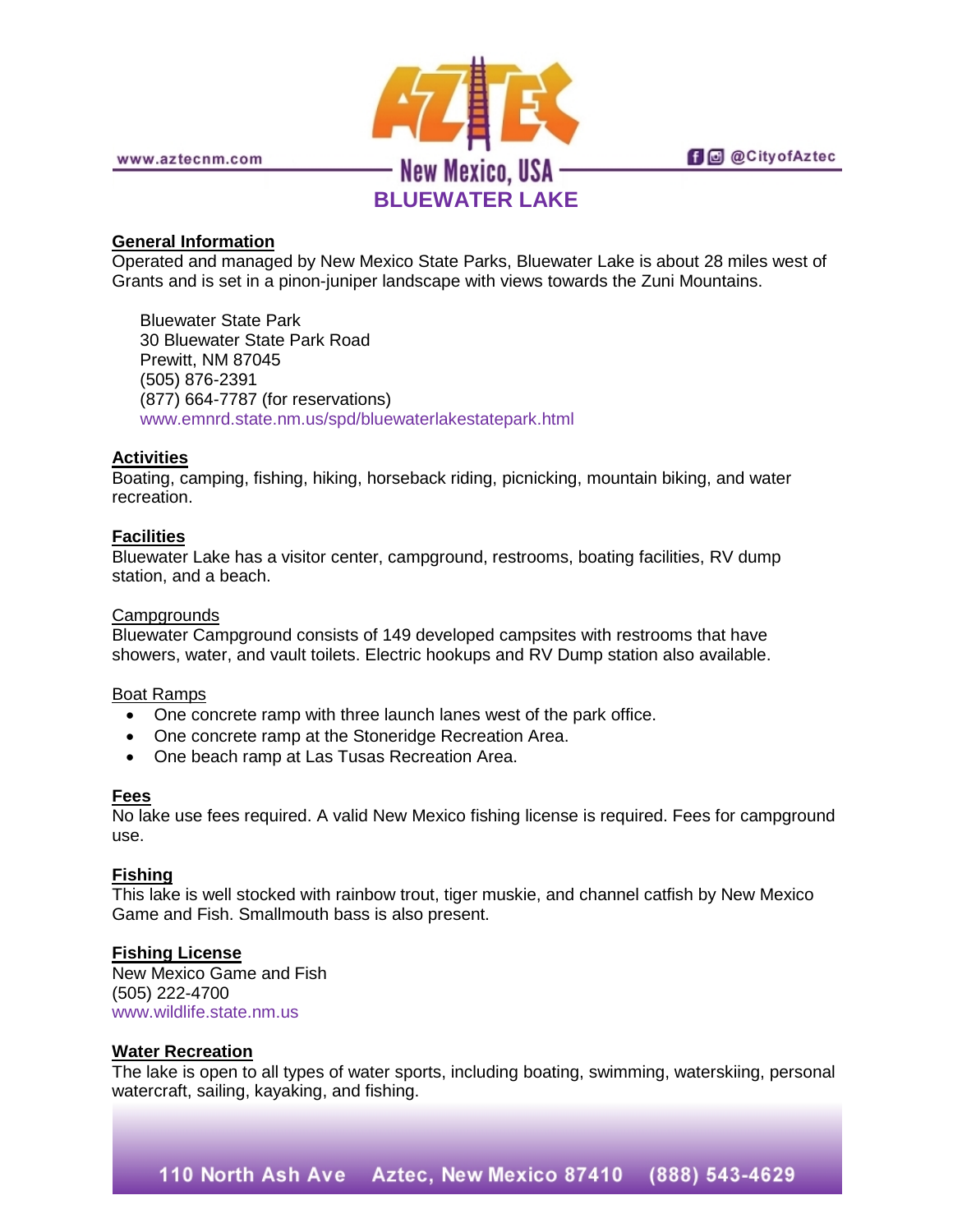# BLUEWATER LAKE

## General Information

Operated and managed by New Mexico State Parks, Bluewater Lake is about 28 miles west of Grants and is set in a pinon-juniper landscape with views towards the Zuni Mountains.

Bluewater State Park
30 Bluewater State Park Road
Prewitt, NM 87045
(505) 876-2391
(877) 664-7787 (for reservations)
www.emnrd.state.nm.us/spd/bluewaterlakestatepark.html

## Activities

Boating, camping, fishing, hiking, horseback riding, picnicking, mountain biking, and water recreation.

## Facilities

Bluewater Lake has a visitor center, campground, restrooms, boating facilities, RV dump station, and a beach.

### Campgrounds

Bluewater Campground consists of 149 developed campsites with restrooms that have showers, water, and vault toilets. Electric hookups and RV Dump station also available.

### Boat Ramps

- One concrete ramp with three launch lanes west of the park office.
- One concrete ramp at the Stoneridge Recreation Area.
- One beach ramp at Las Tusas Recreation Area.

## Fees

No lake use fees required. A valid New Mexico fishing license is required. Fees for campground use.

## Fishing

This lake is well stocked with rainbow trout, tiger muskie, and channel catfish by New Mexico Game and Fish. Smallmouth bass is also present.

## Fishing License

New Mexico Game and Fish
(505) 222-4700
www.wildlife.state.nm.us

## Water Recreation

The lake is open to all types of water sports, including boating, swimming, waterskiing, personal watercraft, sailing, kayaking, and fishing.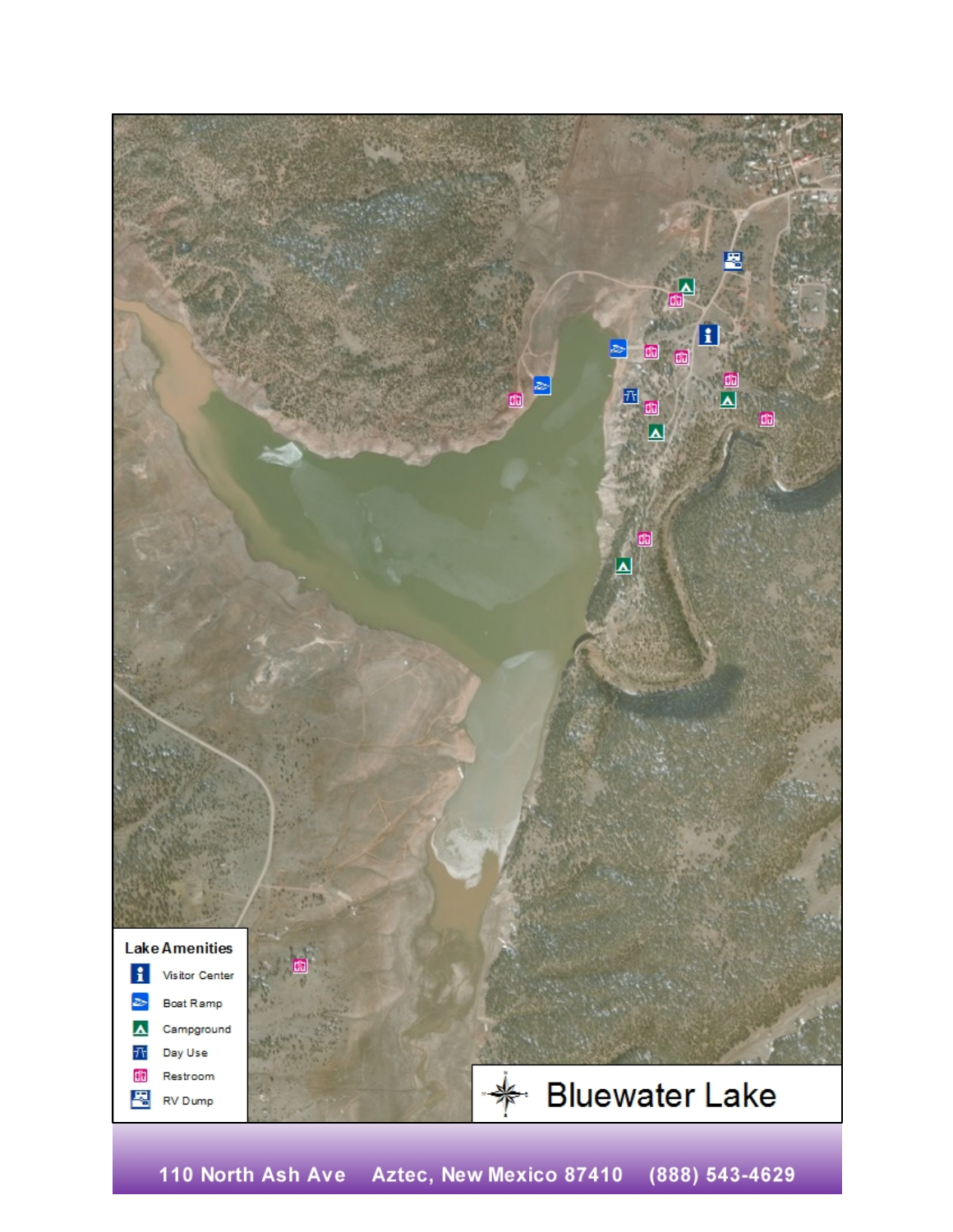**Lake Amenities**

- Visitor Center
- Boat Ramp
- Campground
- Day Use
- Restroom
- RV Dump

# Bluewater Lake

110 North Ash Ave     Aztec, New Mexico 87410     (888) 543-4629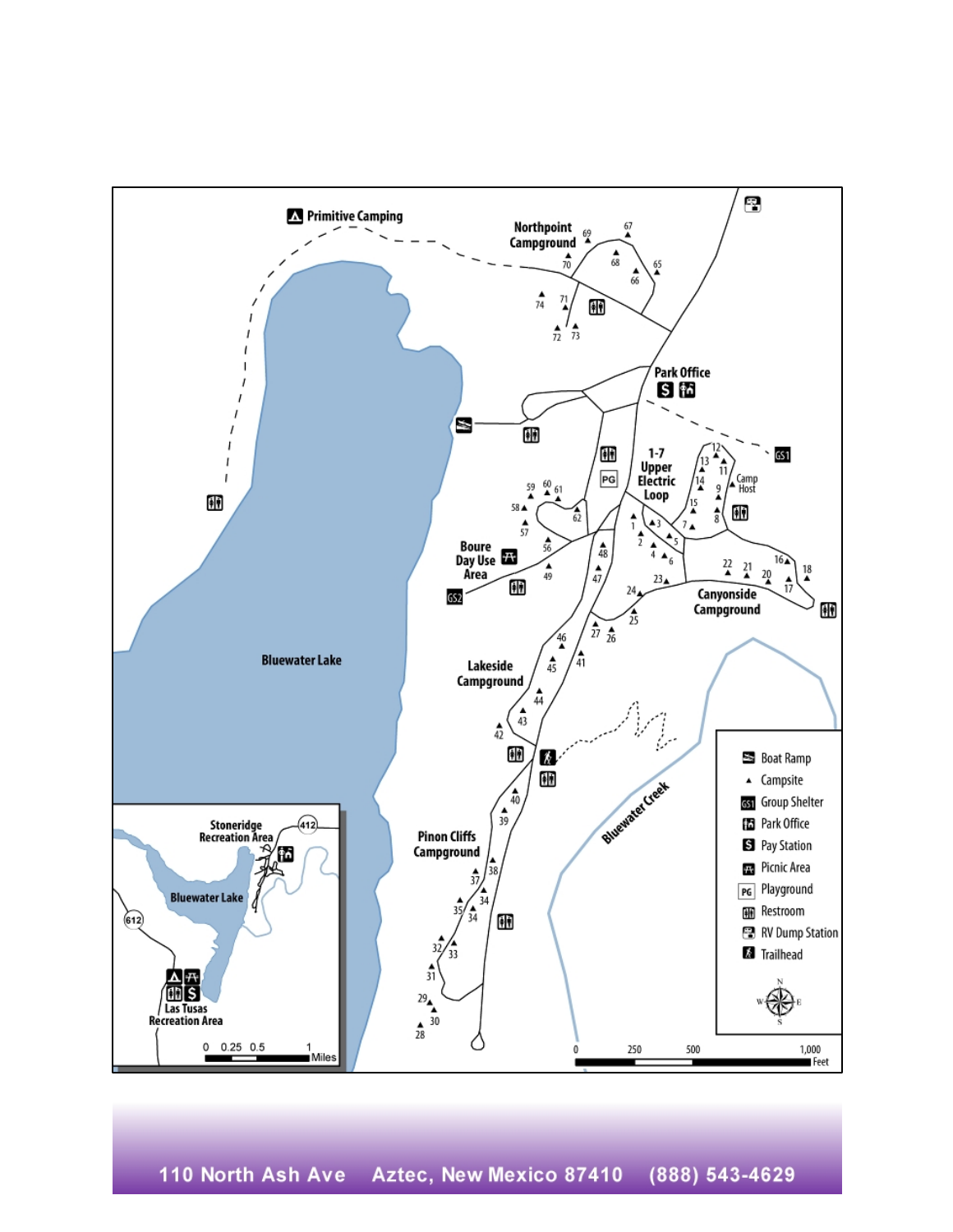Primitive Camping

Northpoint Campground

Park Office

1-7 Upper Electric Loop

Camp Host

Boure Day Use Area

Canyonside Campground

Lakeside Campground

Pinon Cliffs Campground

Bluewater Lake

Bluewater Creek

Stoneridge Recreation Area

Las Tusas Recreation Area

412

612

0 0.25 0.5 1 Miles

- Boat Ramp
- Campsite
- Group Shelter
- Park Office
- Pay Station
- Picnic Area
- Playground
- Restroom
- RV Dump Station
- Trailhead

0 250 500 1,000 Feet